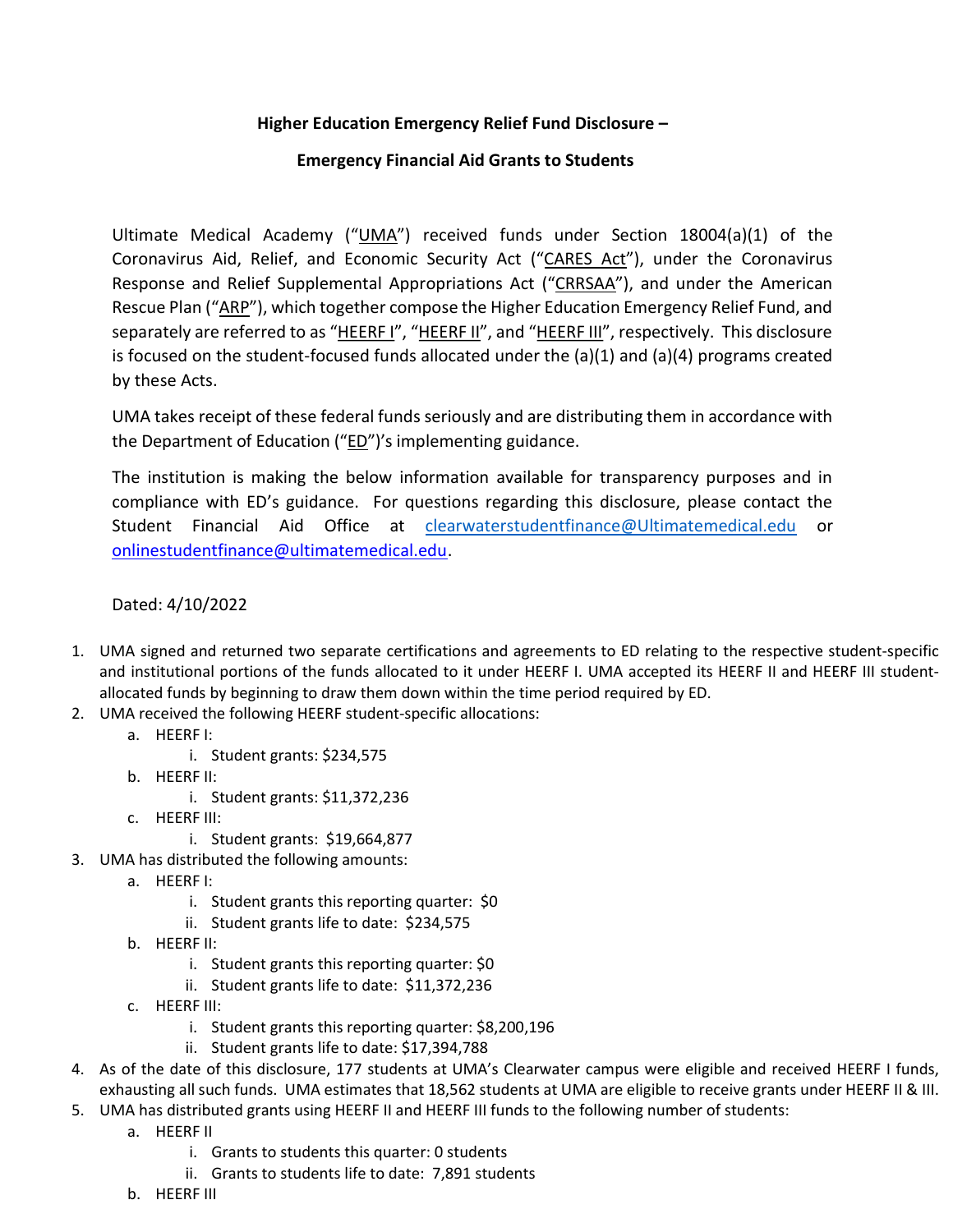**Higher Education Emergency Relief Fund Disclosure –**

**Emergency Financial Aid Grants to Students**

Ultimate Medical Academy ("UMA") received funds under Section 18004(a)(1) of the Coronavirus Aid, Relief, and Economic Security Act ("CARES Act"), under the Coronavirus Response and Relief Supplemental Appropriations Act ("CRRSAA"), and under the American Rescue Plan ("ARP"), which together compose the Higher Education Emergency Relief Fund, and separately are referred to as "HEERF I", "HEERF II", and "HEERF III", respectively. This disclosure is focused on the student-focused funds allocated under the (a)(1) and (a)(4) programs created by these Acts.

UMA takes receipt of these federal funds seriously and are distributing them in accordance with the Department of Education ("ED")'s implementing guidance.

The institution is making the below information available for transparency purposes and in compliance with ED's guidance. For questions regarding this disclosure, please contact the Student Financial Aid Office at clearwaterstudentfinance@Ultimatemedical.edu or onlinestudentfinance@ultimatemedical.edu.

Dated: 4/10/2022

1. UMA signed and returned two separate certifications and agreements to ED relating to the respective student-specific and institutional portions of the funds allocated to it under HEERF I. UMA accepted its HEERF II and HEERF III student-allocated funds by beginning to draw them down within the time period required by ED.
2. UMA received the following HEERF student-specific allocations:
   a. HEERF I:
      i. Student grants: $234,575
   b. HEERF II:
      i. Student grants: $11,372,236
   c. HEERF III:
      i. Student grants: $19,664,877
3. UMA has distributed the following amounts:
   a. HEERF I:
      i. Student grants this reporting quarter: $0
      ii. Student grants life to date: $234,575
   b. HEERF II:
      i. Student grants this reporting quarter: $0
      ii. Student grants life to date: $11,372,236
   c. HEERF III:
      i. Student grants this reporting quarter: $8,200,196
      ii. Student grants life to date: $17,394,788
4. As of the date of this disclosure, 177 students at UMA's Clearwater campus were eligible and received HEERF I funds, exhausting all such funds. UMA estimates that 18,562 students at UMA are eligible to receive grants under HEERF II & III.
5. UMA has distributed grants using HEERF II and HEERF III funds to the following number of students:
   a. HEERF II
      i. Grants to students this quarter: 0 students
      ii. Grants to students life to date: 7,891 students
   b. HEERF III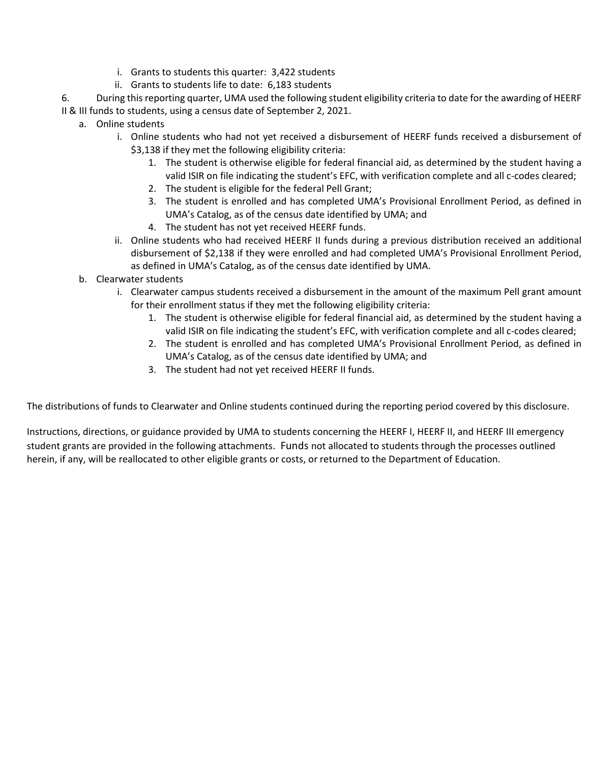i. Grants to students this quarter: 3,422 students
   ii. Grants to students life to date: 6,183 students

6. During this reporting quarter, UMA used the following student eligibility criteria to date for the awarding of HEERF II & III funds to students, using a census date of September 2, 2021.

   a. Online students

      i. Online students who had not yet received a disbursement of HEERF funds received a disbursement of $3,138 if they met the following eligibility criteria:

         1. The student is otherwise eligible for federal financial aid, as determined by the student having a valid ISIR on file indicating the student's EFC, with verification complete and all c-codes cleared;
         2. The student is eligible for the federal Pell Grant;
         3. The student is enrolled and has completed UMA's Provisional Enrollment Period, as defined in UMA's Catalog, as of the census date identified by UMA; and
         4. The student has not yet received HEERF funds.

      ii. Online students who had received HEERF II funds during a previous distribution received an additional disbursement of $2,138 if they were enrolled and had completed UMA's Provisional Enrollment Period, as defined in UMA's Catalog, as of the census date identified by UMA.

   b. Clearwater students

      i. Clearwater campus students received a disbursement in the amount of the maximum Pell grant amount for their enrollment status if they met the following eligibility criteria:

         1. The student is otherwise eligible for federal financial aid, as determined by the student having a valid ISIR on file indicating the student's EFC, with verification complete and all c-codes cleared;
         2. The student is enrolled and has completed UMA's Provisional Enrollment Period, as defined in UMA's Catalog, as of the census date identified by UMA; and
         3. The student had not yet received HEERF II funds.

The distributions of funds to Clearwater and Online students continued during the reporting period covered by this disclosure.

Instructions, directions, or guidance provided by UMA to students concerning the HEERF I, HEERF II, and HEERF III emergency student grants are provided in the following attachments. Funds not allocated to students through the processes outlined herein, if any, will be reallocated to other eligible grants or costs, or returned to the Department of Education.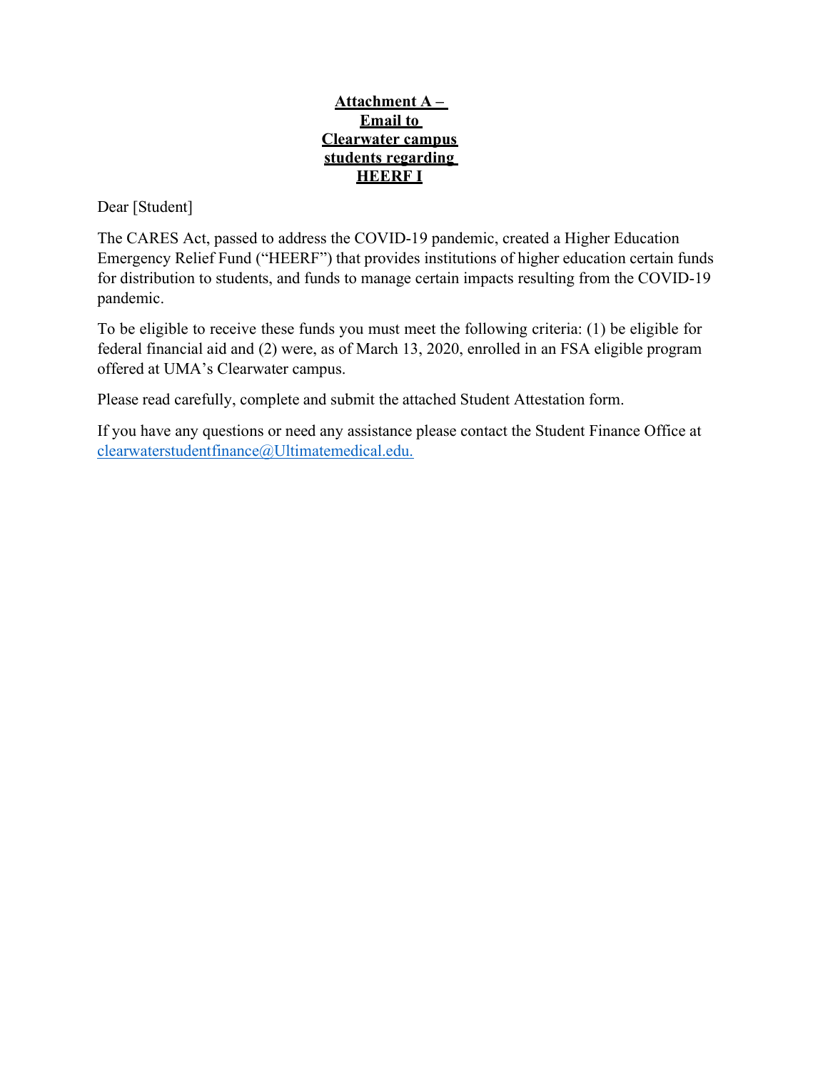**Attachment A – Email to Clearwater campus students regarding HEERF I**

Dear [Student]

The CARES Act, passed to address the COVID-19 pandemic, created a Higher Education Emergency Relief Fund ("HEERF") that provides institutions of higher education certain funds for distribution to students, and funds to manage certain impacts resulting from the COVID-19 pandemic.

To be eligible to receive these funds you must meet the following criteria: (1) be eligible for federal financial aid and (2) were, as of March 13, 2020, enrolled in an FSA eligible program offered at UMA's Clearwater campus.

Please read carefully, complete and submit the attached Student Attestation form.

If you have any questions or need any assistance please contact the Student Finance Office at clearwaterstudentfinance@Ultimatemedical.edu.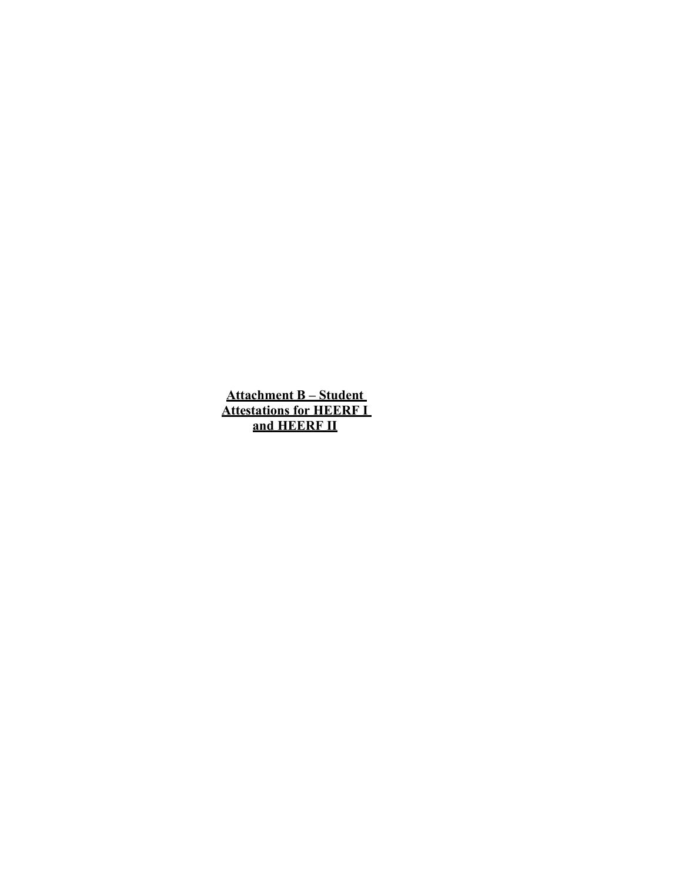**Attachment B – Student Attestations for HEERF I and HEERF II**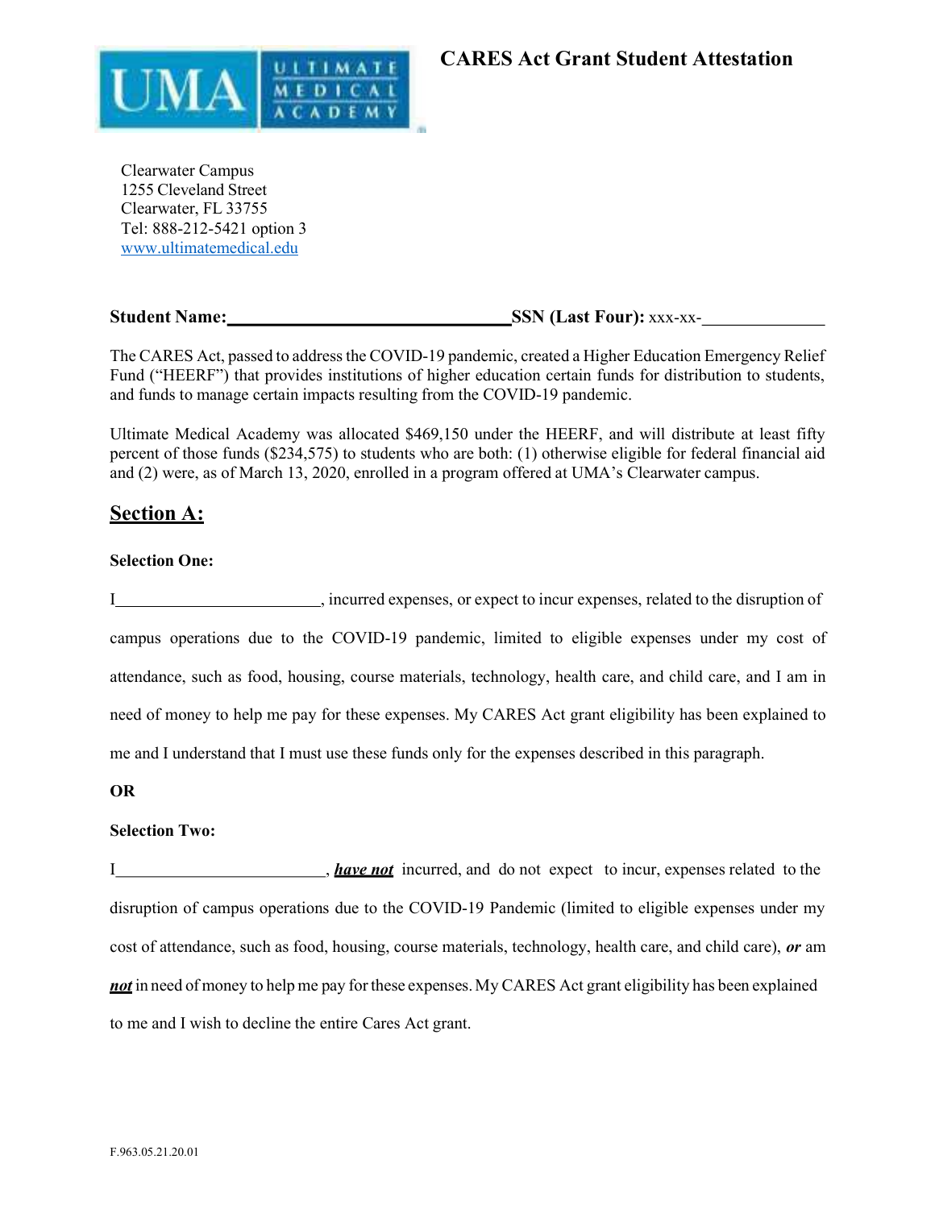# CARES Act Grant Student Attestation

Clearwater Campus
1255 Cleveland Street
Clearwater, FL 33755
Tel: 888-212-5421 option 3
www.ultimatemedical.edu

**Student Name:______________________________SSN (Last Four):** xxx-xx-_____________

The CARES Act, passed to address the COVID-19 pandemic, created a Higher Education Emergency Relief Fund ("HEERF") that provides institutions of higher education certain funds for distribution to students, and funds to manage certain impacts resulting from the COVID-19 pandemic.

Ultimate Medical Academy was allocated $469,150 under the HEERF, and will distribute at least fifty percent of those funds ($234,575) to students who are both: (1) otherwise eligible for federal financial aid and (2) were, as of March 13, 2020, enrolled in a program offered at UMA's Clearwater campus.

## Section A:

**Selection One:**

I________________________, incurred expenses, or expect to incur expenses, related to the disruption of campus operations due to the COVID-19 pandemic, limited to eligible expenses under my cost of attendance, such as food, housing, course materials, technology, health care, and child care, and I am in need of money to help me pay for these expenses. My CARES Act grant eligibility has been explained to me and I understand that I must use these funds only for the expenses described in this paragraph.

**OR**

**Selection Two:**

I________________________, ***have not*** incurred, and do not expect to incur, expenses related to the disruption of campus operations due to the COVID-19 Pandemic (limited to eligible expenses under my cost of attendance, such as food, housing, course materials, technology, health care, and child care), ***or*** am ***not*** in need of money to help me pay for these expenses. My CARES Act grant eligibility has been explained to me and I wish to decline the entire Cares Act grant.

F.963.05.21.20.01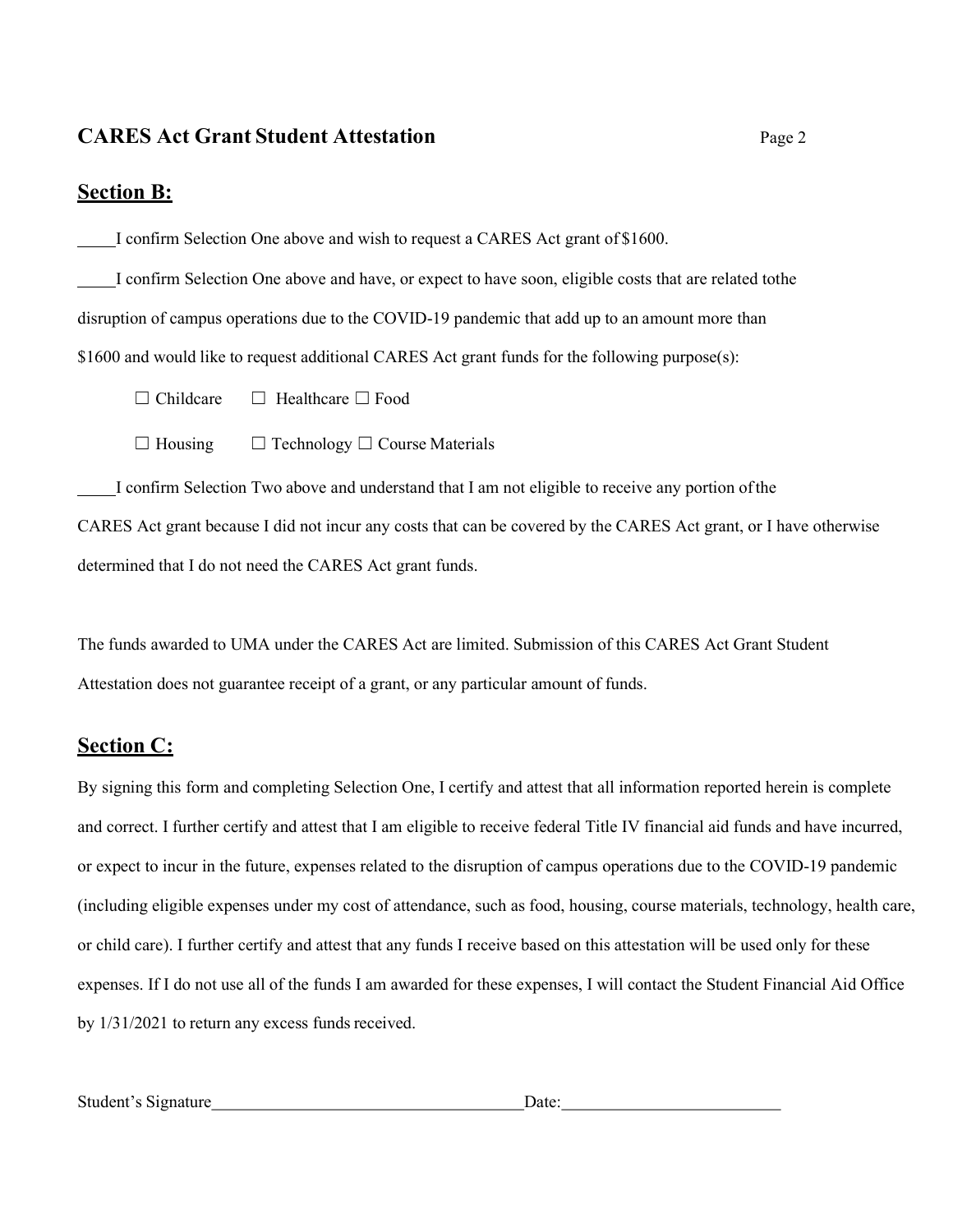## CARES Act Grant Student Attestation

## Section B:

_____I confirm Selection One above and wish to request a CARES Act grant of $1600.

_____I confirm Selection One above and have, or expect to have soon, eligible costs that are related tothe disruption of campus operations due to the COVID-19 pandemic that add up to an amount more than $1600 and would like to request additional CARES Act grant funds for the following purpose(s):

☐ Childcare ☐ Healthcare ☐ Food

☐ Housing ☐ Technology ☐ Course Materials

_____I confirm Selection Two above and understand that I am not eligible to receive any portion ofthe CARES Act grant because I did not incur any costs that can be covered by the CARES Act grant, or I have otherwise determined that I do not need the CARES Act grant funds.

The funds awarded to UMA under the CARES Act are limited. Submission of this CARES Act Grant Student Attestation does not guarantee receipt of a grant, or any particular amount of funds.

## Section C:

By signing this form and completing Selection One, I certify and attest that all information reported herein is complete and correct. I further certify and attest that I am eligible to receive federal Title IV financial aid funds and have incurred, or expect to incur in the future, expenses related to the disruption of campus operations due to the COVID-19 pandemic (including eligible expenses under my cost of attendance, such as food, housing, course materials, technology, health care, or child care). I further certify and attest that any funds I receive based on this attestation will be used only for these expenses. If I do not use all of the funds I am awarded for these expenses, I will contact the Student Financial Aid Office by 1/31/2021 to return any excess funds received.

Student's Signature_____________________________________Date:__________________________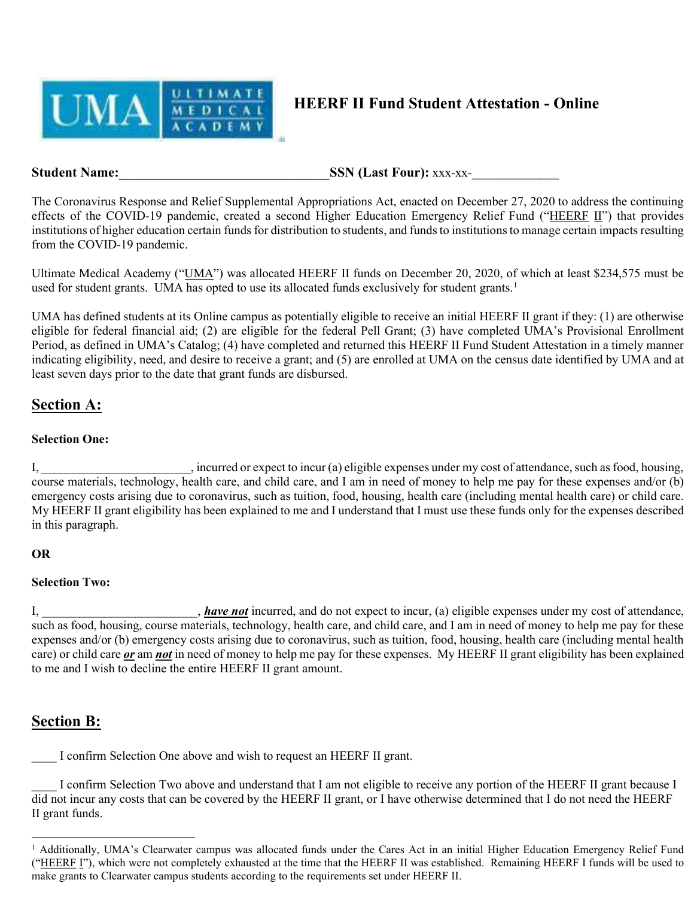UMA ULTIMATE MEDICAL ACADEMY

# HEERF II Fund Student Attestation - Online

**Student Name:**________________________________ **SSN (Last Four):** xxx-xx-_____________

The Coronavirus Response and Relief Supplemental Appropriations Act, enacted on December 27, 2020 to address the continuing effects of the COVID-19 pandemic, created a second Higher Education Emergency Relief Fund ("HEERF II") that provides institutions of higher education certain funds for distribution to students, and funds to institutions to manage certain impacts resulting from the COVID-19 pandemic.

Ultimate Medical Academy ("UMA") was allocated HEERF II funds on December 20, 2020, of which at least $234,575 must be used for student grants. UMA has opted to use its allocated funds exclusively for student grants.[1]

UMA has defined students at its Online campus as potentially eligible to receive an initial HEERF II grant if they: (1) are otherwise eligible for federal financial aid; (2) are eligible for the federal Pell Grant; (3) have completed UMA's Provisional Enrollment Period, as defined in UMA's Catalog; (4) have completed and returned this HEERF II Fund Student Attestation in a timely manner indicating eligibility, need, and desire to receive a grant; and (5) are enrolled at UMA on the census date identified by UMA and at least seven days prior to the date that grant funds are disbursed.

## Section A:

**Selection One:**

I, ________________________, incurred or expect to incur (a) eligible expenses under my cost of attendance, such as food, housing, course materials, technology, health care, and child care, and I am in need of money to help me pay for these expenses and/or (b) emergency costs arising due to coronavirus, such as tuition, food, housing, health care (including mental health care) or child care. My HEERF II grant eligibility has been explained to me and I understand that I must use these funds only for the expenses described in this paragraph.

**OR**

**Selection Two:**

I, _________________________, ***have not*** incurred, and do not expect to incur, (a) eligible expenses under my cost of attendance, such as food, housing, course materials, technology, health care, and child care, and I am in need of money to help me pay for these expenses and/or (b) emergency costs arising due to coronavirus, such as tuition, food, housing, health care (including mental health care) or child care ***or*** am ***not*** in need of money to help me pay for these expenses. My HEERF II grant eligibility has been explained to me and I wish to decline the entire HEERF II grant amount.

## Section B:

____ I confirm Selection One above and wish to request an HEERF II grant.

____ I confirm Selection Two above and understand that I am not eligible to receive any portion of the HEERF II grant because I did not incur any costs that can be covered by the HEERF II grant, or I have otherwise determined that I do not need the HEERF II grant funds.

---

[1] Additionally, UMA's Clearwater campus was allocated funds under the Cares Act in an initial Higher Education Emergency Relief Fund ("HEERF I"), which were not completely exhausted at the time that the HEERF II was established. Remaining HEERF I funds will be used to make grants to Clearwater campus students according to the requirements set under HEERF II.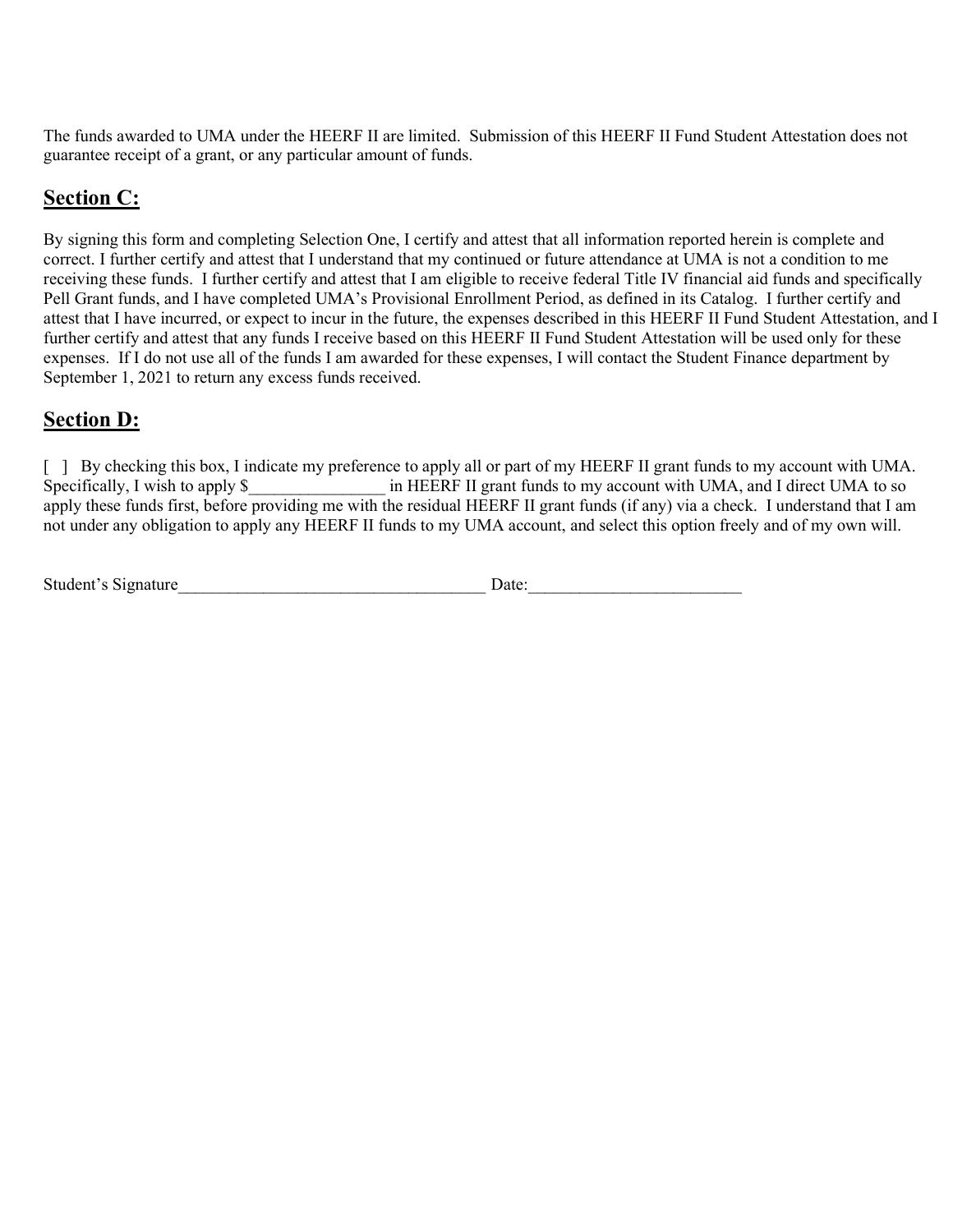The funds awarded to UMA under the HEERF II are limited. Submission of this HEERF II Fund Student Attestation does not guarantee receipt of a grant, or any particular amount of funds.

## **Section C:**

By signing this form and completing Selection One, I certify and attest that all information reported herein is complete and correct. I further certify and attest that I understand that my continued or future attendance at UMA is not a condition to me receiving these funds. I further certify and attest that I am eligible to receive federal Title IV financial aid funds and specifically Pell Grant funds, and I have completed UMA's Provisional Enrollment Period, as defined in its Catalog. I further certify and attest that I have incurred, or expect to incur in the future, the expenses described in this HEERF II Fund Student Attestation, and I further certify and attest that any funds I receive based on this HEERF II Fund Student Attestation will be used only for these expenses. If I do not use all of the funds I am awarded for these expenses, I will contact the Student Finance department by September 1, 2021 to return any excess funds received.

## **Section D:**

[ ] By checking this box, I indicate my preference to apply all or part of my HEERF II grant funds to my account with UMA. Specifically, I wish to apply $_______________ in HEERF II grant funds to my account with UMA, and I direct UMA to so apply these funds first, before providing me with the residual HEERF II grant funds (if any) via a check. I understand that I am not under any obligation to apply any HEERF II funds to my UMA account, and select this option freely and of my own will.

Student's Signature___________________________________ Date:________________________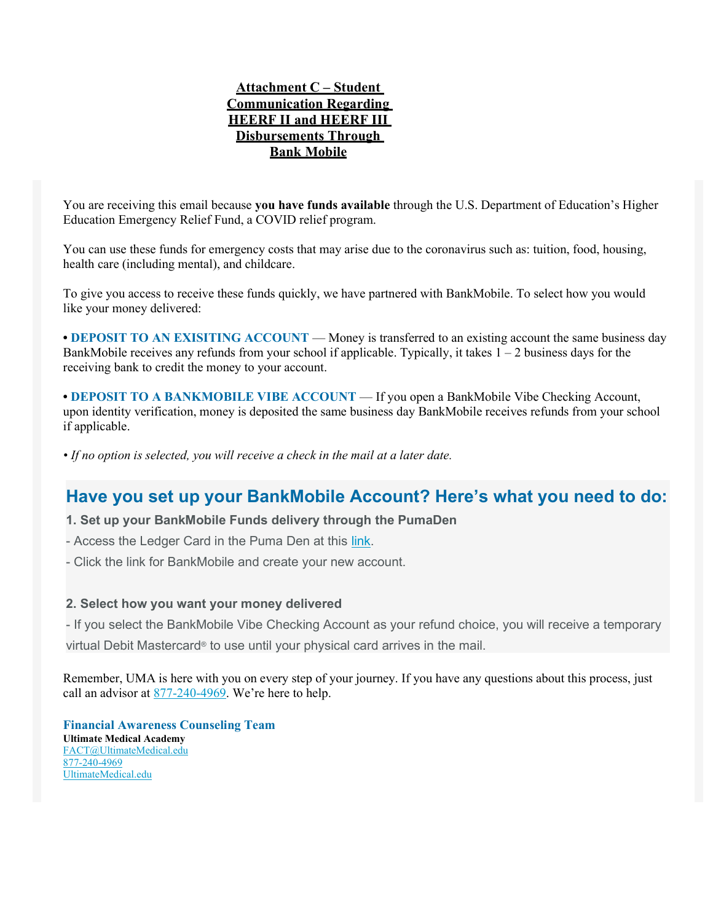**Attachment C – Student Communication Regarding HEERF II and HEERF III Disbursements Through Bank Mobile**

You are receiving this email because **you have funds available** through the U.S. Department of Education's Higher Education Emergency Relief Fund, a COVID relief program.

You can use these funds for emergency costs that may arise due to the coronavirus such as: tuition, food, housing, health care (including mental), and childcare.

To give you access to receive these funds quickly, we have partnered with BankMobile. To select how you would like your money delivered:

• **DEPOSIT TO AN EXISITING ACCOUNT** — Money is transferred to an existing account the same business day BankMobile receives any refunds from your school if applicable. Typically, it takes 1 – 2 business days for the receiving bank to credit the money to your account.

• **DEPOSIT TO A BANKMOBILE VIBE ACCOUNT** — If you open a BankMobile Vibe Checking Account, upon identity verification, money is deposited the same business day BankMobile receives refunds from your school if applicable.

*• If no option is selected, you will receive a check in the mail at a later date.*

## Have you set up your BankMobile Account? Here's what you need to do:

**1. Set up your BankMobile Funds delivery through the PumaDen**

- Access the Ledger Card in the Puma Den at this link.

- Click the link for BankMobile and create your new account.

**2. Select how you want your money delivered**

- If you select the BankMobile Vibe Checking Account as your refund choice, you will receive a temporary virtual Debit Mastercard® to use until your physical card arrives in the mail.

Remember, UMA is here with you on every step of your journey. If you have any questions about this process, just call an advisor at 877-240-4969. We're here to help.

**Financial Awareness Counseling Team**
**Ultimate Medical Academy**
FACT@UltimateMedical.edu
877-240-4969
UltimateMedical.edu